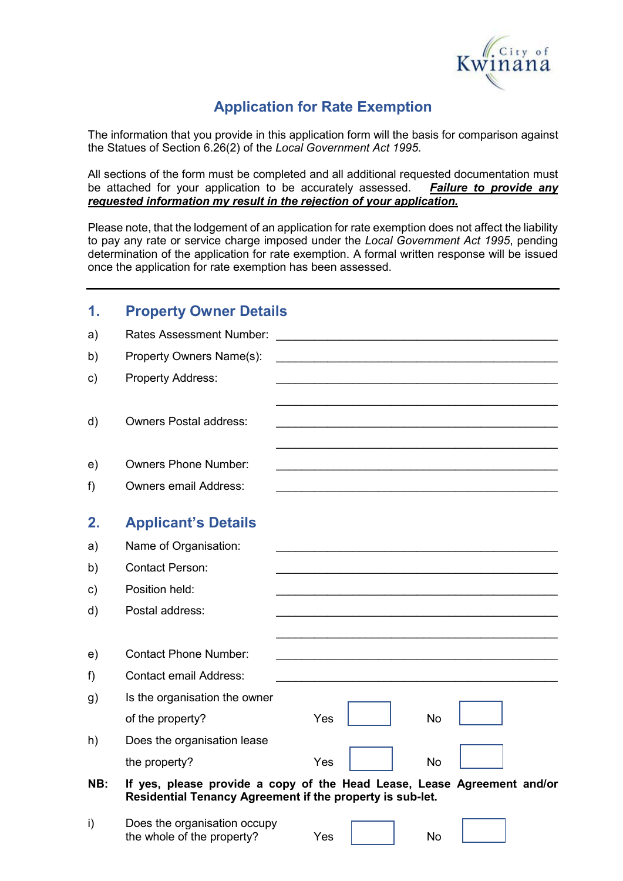# Application for Rate Exemption

The information that you provide in this application form will the basis for comparison against the Statues of Section 6.26(2) of the *Local Government Act 1995*.

All sections of the form must be completed and all additional requested documentation must be attached for your application to be accurately assessed. ***Failure to provide any requested information my result in the rejection of your application.***

Please note, that the lodgement of an application for rate exemption does not affect the liability to pay any rate or service charge imposed under the *Local Government Act 1995*, pending determination of the application for rate exemption. A formal written response will be issued once the application for rate exemption has been assessed.

---

## 1. Property Owner Details

a) Rates Assessment Number: ____________________________________________

b) Property Owners Name(s): ____________________________________________

c) Property Address: ____________________________________________

____________________________________________

d) Owners Postal address: ____________________________________________

____________________________________________

e) Owners Phone Number: ____________________________________________

f) Owners email Address: ____________________________________________

## 2. Applicant's Details

a) Name of Organisation: ____________________________________________

b) Contact Person: ____________________________________________

c) Position held: ____________________________________________

d) Postal address: ____________________________________________

____________________________________________

e) Contact Phone Number: ____________________________________________

f) Contact email Address: ____________________________________________

g) Is the organisation the owner of the property? Yes ☐ No ☐

h) Does the organisation lease the property? Yes ☐ No ☐

**NB: If yes, please provide a copy of the Head Lease, Lease Agreement and/or Residential Tenancy Agreement if the property is sub-let.**

i) Does the organisation occupy the whole of the property? Yes ☐ No ☐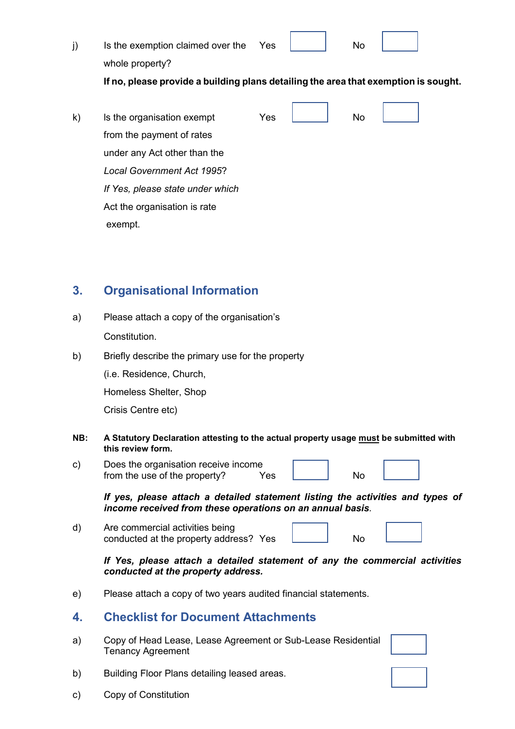j) Is the exemption claimed over the whole property? Yes ☐ No ☐

**If no, please provide a building plans detailing the area that exemption is sought.**

k) Is the organisation exempt from the payment of rates under any Act other than the *Local Government Act 1995*? Yes ☐ No ☐

*If Yes, please state under which* Act the organisation is rate exempt.

## 3. Organisational Information

a) Please attach a copy of the organisation's Constitution.

b) Briefly describe the primary use for the property (i.e. Residence, Church, Homeless Shelter, Shop Crisis Centre etc)

**NB: A Statutory Declaration attesting to the actual property usage <u>must</u> be submitted with this review form.**

c) Does the organisation receive income from the use of the property? Yes ☐ No ☐

***If yes, please attach a detailed statement listing the activities and types of income received from these operations on an annual basis***.

d) Are commercial activities being conducted at the property address? Yes ☐ No ☐

***If Yes, please attach a detailed statement of any the commercial activities conducted at the property address.***

e) Please attach a copy of two years audited financial statements.

## 4. Checklist for Document Attachments

a) Copy of Head Lease, Lease Agreement or Sub-Lease Residential Tenancy Agreement ☐

b) Building Floor Plans detailing leased areas. ☐

c) Copy of Constitution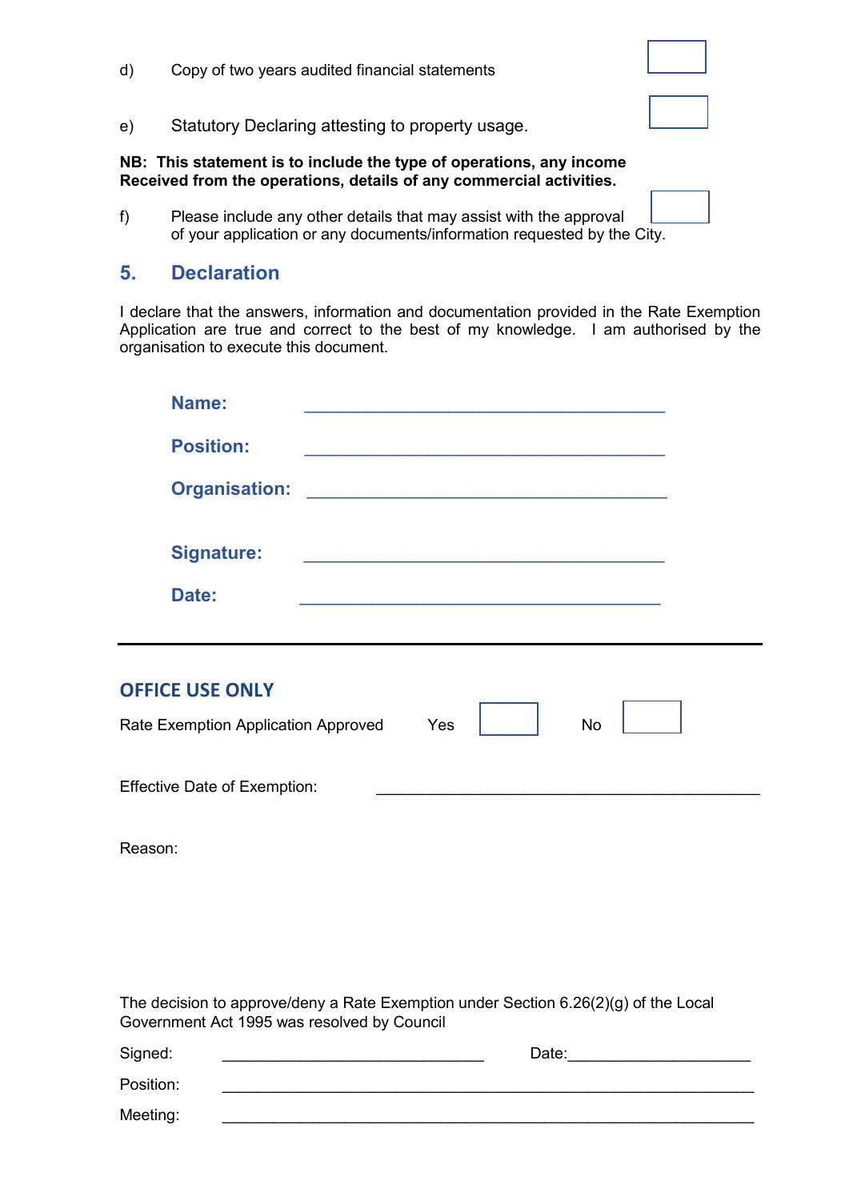d) Copy of two years audited financial statements ☐

e) Statutory Declaring attesting to property usage. ☐

**NB: This statement is to include the type of operations, any income Received from the operations, details of any commercial activities.**

f) Please include any other details that may assist with the approval of your application or any documents/information requested by the City. ☐

## 5. Declaration

I declare that the answers, information and documentation provided in the Rate Exemption Application are true and correct to the best of my knowledge. I am authorised by the organisation to execute this document.

**Name:** ________________________________________

**Position:** ________________________________________

**Organisation:** ________________________________________

**Signature:** ________________________________________

**Date:** ________________________________________

---

## OFFICE USE ONLY

Rate Exemption Application Approved Yes ☐ No ☐

Effective Date of Exemption: ____________________________________________

Reason:

The decision to approve/deny a Rate Exemption under Section 6.26(2)(g) of the Local Government Act 1995 was resolved by Council

Signed: ______________________________ Date:____________________

Position: ____________________________________________________________

Meeting: ____________________________________________________________